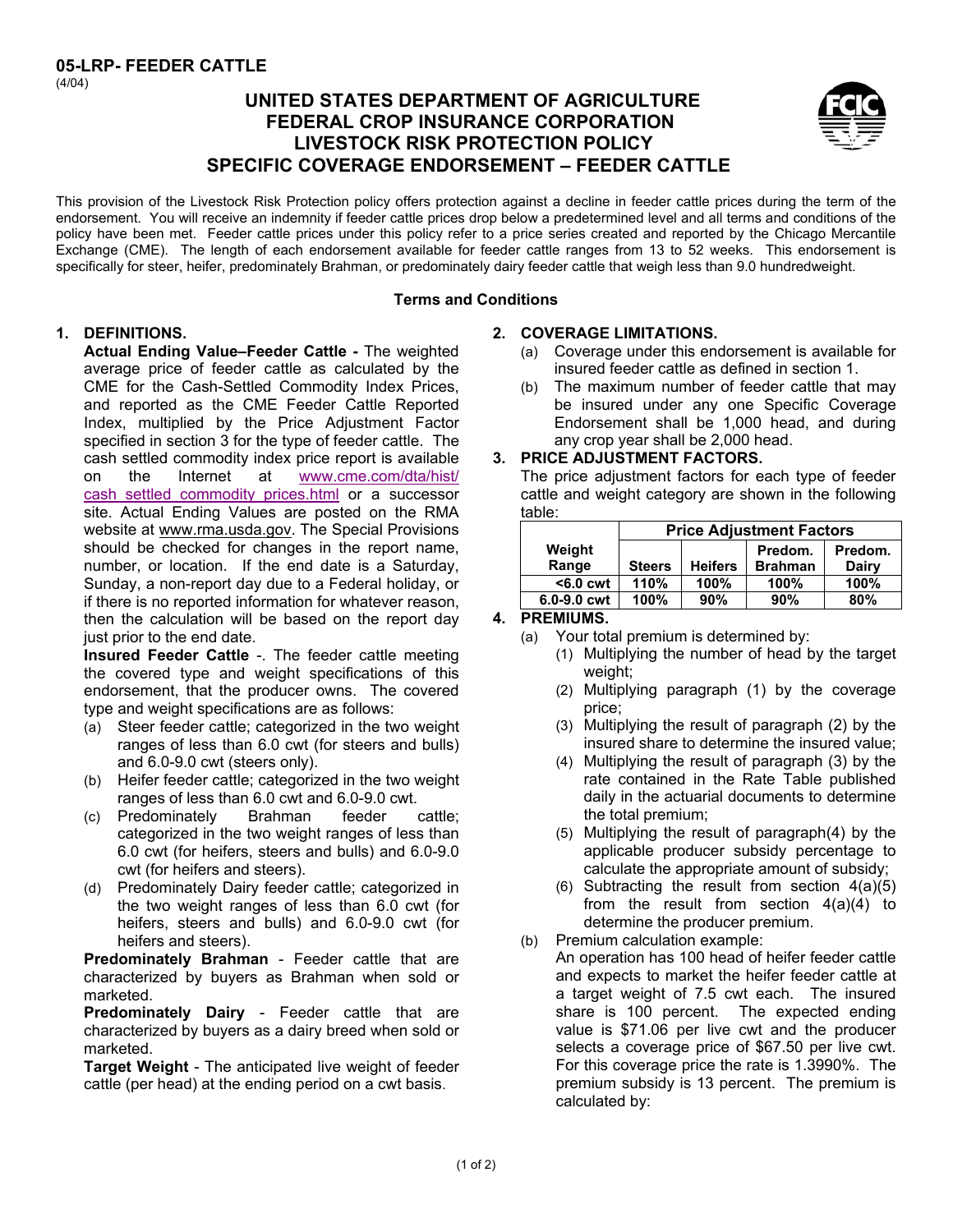**05-LRP- FEEDER CATTLE**
(4/04)

# UNITED STATES DEPARTMENT OF AGRICULTURE
# FEDERAL CROP INSURANCE CORPORATION
# LIVESTOCK RISK PROTECTION POLICY
# SPECIFIC COVERAGE ENDORSEMENT – FEEDER CATTLE

This provision of the Livestock Risk Protection policy offers protection against a decline in feeder cattle prices during the term of the endorsement. You will receive an indemnity if feeder cattle prices drop below a predetermined level and all terms and conditions of the policy have been met. Feeder cattle prices under this policy refer to a price series created and reported by the Chicago Mercantile Exchange (CME). The length of each endorsement available for feeder cattle ranges from 13 to 52 weeks. This endorsement is specifically for steer, heifer, predominately Brahman, or predominately dairy feeder cattle that weigh less than 9.0 hundredweight.

**Terms and Conditions**

## 1. DEFINITIONS.

**Actual Ending Value–Feeder Cattle -** The weighted average price of feeder cattle as calculated by the CME for the Cash-Settled Commodity Index Prices, and reported as the CME Feeder Cattle Reported Index, multiplied by the Price Adjustment Factor specified in section 3 for the type of feeder cattle. The cash settled commodity index price report is available on the Internet at www.cme.com/dta/hist/cash_settled_commodity_prices.html or a successor site. Actual Ending Values are posted on the RMA website at www.rma.usda.gov. The Special Provisions should be checked for changes in the report name, number, or location. If the end date is a Saturday, Sunday, a non-report day due to a Federal holiday, or if there is no reported information for whatever reason, then the calculation will be based on the report day just prior to the end date.

**Insured Feeder Cattle** -. The feeder cattle meeting the covered type and weight specifications of this endorsement, that the producer owns. The covered type and weight specifications are as follows:

(a) Steer feeder cattle; categorized in the two weight ranges of less than 6.0 cwt (for steers and bulls) and 6.0-9.0 cwt (steers only).
(b) Heifer feeder cattle; categorized in the two weight ranges of less than 6.0 cwt and 6.0-9.0 cwt.
(c) Predominately Brahman feeder cattle; categorized in the two weight ranges of less than 6.0 cwt (for heifers, steers and bulls) and 6.0-9.0 cwt (for heifers and steers).
(d) Predominately Dairy feeder cattle; categorized in the two weight ranges of less than 6.0 cwt (for heifers, steers and bulls) and 6.0-9.0 cwt (for heifers and steers).

**Predominately Brahman** - Feeder cattle that are characterized by buyers as Brahman when sold or marketed.

**Predominately Dairy** - Feeder cattle that are characterized by buyers as a dairy breed when sold or marketed.

**Target Weight** - The anticipated live weight of feeder cattle (per head) at the ending period on a cwt basis.

## 2. COVERAGE LIMITATIONS.

(a) Coverage under this endorsement is available for insured feeder cattle as defined in section 1.
(b) The maximum number of feeder cattle that may be insured under any one Specific Coverage Endorsement shall be 1,000 head, and during any crop year shall be 2,000 head.

## 3. PRICE ADJUSTMENT FACTORS.

The price adjustment factors for each type of feeder cattle and weight category are shown in the following table:

| Weight Range | Price Adjustment Factors | | | |
|---|---|---|---|---|
| | Steers | Heifers | Predom. Brahman | Predom. Dairy |
| <6.0 cwt | 110% | 100% | 100% | 100% |
| 6.0-9.0 cwt | 100% | 90% | 90% | 80% |

## 4. PREMIUMS.

(a) Your total premium is determined by:
  (1) Multiplying the number of head by the target weight;
  (2) Multiplying paragraph (1) by the coverage price;
  (3) Multiplying the result of paragraph (2) by the insured share to determine the insured value;
  (4) Multiplying the result of paragraph (3) by the rate contained in the Rate Table published daily in the actuarial documents to determine the total premium;
  (5) Multiplying the result of paragraph(4) by the applicable producer subsidy percentage to calculate the appropriate amount of subsidy;
  (6) Subtracting the result from section 4(a)(5) from the result from section 4(a)(4) to determine the producer premium.

(b) Premium calculation example:
An operation has 100 head of heifer feeder cattle and expects to market the heifer feeder cattle at a target weight of 7.5 cwt each. The insured share is 100 percent. The expected ending value is $71.06 per live cwt and the producer selects a coverage price of $67.50 per live cwt. For this coverage price the rate is 1.3990%. The premium subsidy is 13 percent. The premium is calculated by: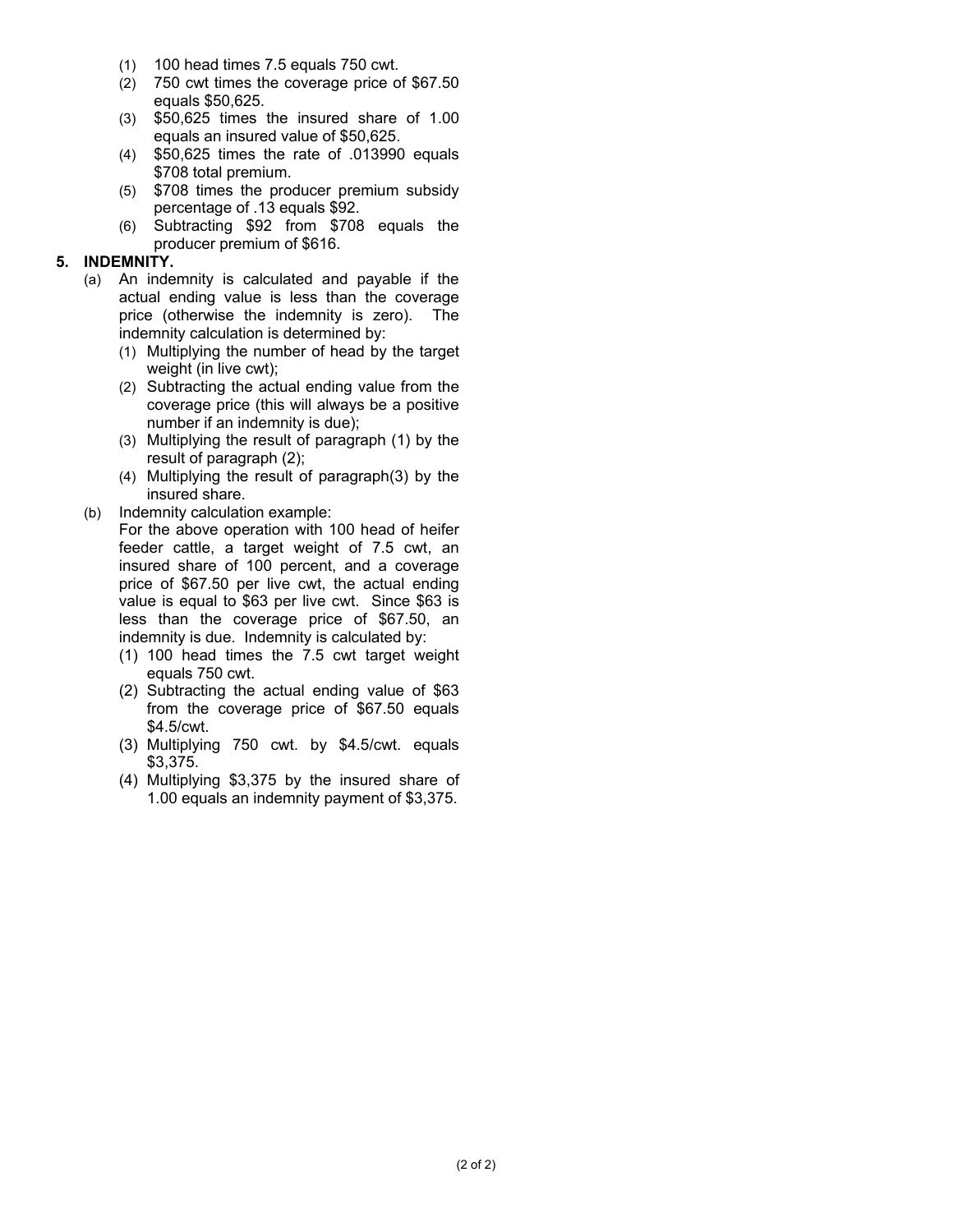(1) 100 head times 7.5 equals 750 cwt.
(2) 750 cwt times the coverage price of $67.50 equals $50,625.
(3) $50,625 times the insured share of 1.00 equals an insured value of $50,625.
(4) $50,625 times the rate of .013990 equals $708 total premium.
(5) $708 times the producer premium subsidy percentage of .13 equals $92.
(6) Subtracting $92 from $708 equals the producer premium of $616.

**5. INDEMNITY.**

(a) An indemnity is calculated and payable if the actual ending value is less than the coverage price (otherwise the indemnity is zero). The indemnity calculation is determined by:

(1) Multiplying the number of head by the target weight (in live cwt);
(2) Subtracting the actual ending value from the coverage price (this will always be a positive number if an indemnity is due);
(3) Multiplying the result of paragraph (1) by the result of paragraph (2);
(4) Multiplying the result of paragraph(3) by the insured share.

(b) Indemnity calculation example:

For the above operation with 100 head of heifer feeder cattle, a target weight of 7.5 cwt, an insured share of 100 percent, and a coverage price of $67.50 per live cwt, the actual ending value is equal to $63 per live cwt. Since $63 is less than the coverage price of $67.50, an indemnity is due. Indemnity is calculated by:

(1) 100 head times the 7.5 cwt target weight equals 750 cwt.
(2) Subtracting the actual ending value of $63 from the coverage price of $67.50 equals $4.5/cwt.
(3) Multiplying 750 cwt. by $4.5/cwt. equals $3,375.
(4) Multiplying $3,375 by the insured share of 1.00 equals an indemnity payment of $3,375.